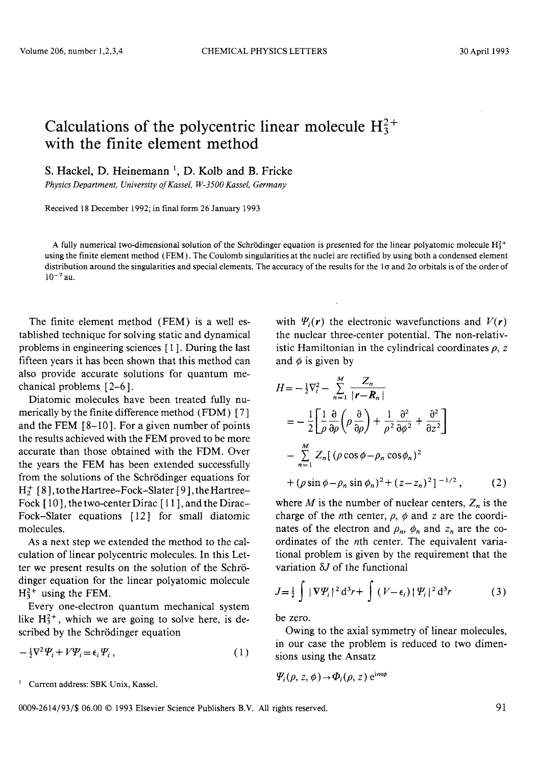# Calculations of the polycentric linear molecule $H_3^{2+}$ with the finite element method

S. Hackel, D. Heinemann [1], D. Kolb and B. Fricke

*Physics Department, University of Kassel, W-3500 Kassel, Germany*

Received 18 December 1992; in final form 26 January 1993

A fully numerical two-dimensional solution of the Schrödinger equation is presented for the linear polyatomic molecule $H_3^{2+}$ using the finite element method (FEM). The Coulomb singularities at the nuclei are rectified by using both a condensed element distribution around the singularities and special elements. The accuracy of the results for the $1\sigma$ and $2\sigma$ orbitals is of the order of $10^{-7}$ au.

The finite element method (FEM) is a well established technique for solving static and dynamical problems in engineering sciences [1]. During the last fifteen years it has been shown that this method can also provide accurate solutions for quantum mechanical problems [2–6].

Diatomic molecules have been treated fully numerically by the finite difference method (FDM) [7] and the FEM [8–10]. For a given number of points the results achieved with the FEM proved to be more accurate than those obtained with the FDM. Over the years the FEM has been extended successfully from the solutions of the Schrödinger equations for $H_2^+$ [8], to the Hartree–Fock–Slater [9], the Hartree–Fock [10], the two-center Dirac [11], and the Dirac–Fock–Slater equations [12] for small diatomic molecules.

As a next step we extended the method to the calculation of linear polycentric molecules. In this Letter we present results on the solution of the Schrödinger equation for the linear polyatomic molecule $H_3^{2+}$ using the FEM.

Every one-electron quantum mechanical system like $H_3^{2+}$, which we are going to solve here, is described by the Schrödinger equation

$$-\tfrac{1}{2}\nabla^2\Psi_i + V\Psi_i = \epsilon_i \Psi_i\,, \tag{1}$$

with $\Psi_i(\boldsymbol{r})$ the electronic wavefunctions and $V(\boldsymbol{r})$ the nuclear three-center potential. The non-relativistic Hamiltonian in the cylindrical coordinates $\rho$, $z$ and $\phi$ is given by

$$\begin{aligned}
H &= -\tfrac{1}{2}\nabla_i^2 - \sum_{n=1}^{M} \frac{Z_n}{|\boldsymbol{r}-\boldsymbol{R}_n|} \\
&= -\frac{1}{2}\left[\frac{1}{\rho}\frac{\partial}{\partial\rho}\left(\rho\frac{\partial}{\partial\rho}\right) + \frac{1}{\rho^2}\frac{\partial^2}{\partial\phi^2} + \frac{\partial^2}{\partial z^2}\right] \\
&\quad - \sum_{n=1}^{M} Z_n[(\rho\cos\phi - \rho_n\cos\phi_n)^2 \\
&\quad + (\rho\sin\phi - \rho_n\sin\phi_n)^2 + (z-z_n)^2]^{-1/2}\,,
\end{aligned} \tag{2}$$

where $M$ is the number of nuclear centers, $Z_n$ is the charge of the $n$th center, $\rho$, $\phi$ and $z$ are the coordinates of the electron and $\rho_n$, $\phi_n$ and $z_n$ are the coordinates of the $n$th center. The equivalent variational problem is given by the requirement that the variation $\delta J$ of the functional

$$J = \tfrac{1}{2}\int |\nabla\Psi_i|^2\,\mathrm{d}^3r + \int (V-\epsilon_i)\,|\Psi_i|^2\,\mathrm{d}^3r \tag{3}$$

be zero.

Owing to the axial symmetry of linear molecules, in our case the problem is reduced to two dimensions using the Ansatz

$$\Psi_i(\rho, z, \phi) \to \Phi_i(\rho, z)\,\mathrm{e}^{im\phi}$$

[1] Current address: SBK Unix, Kassel.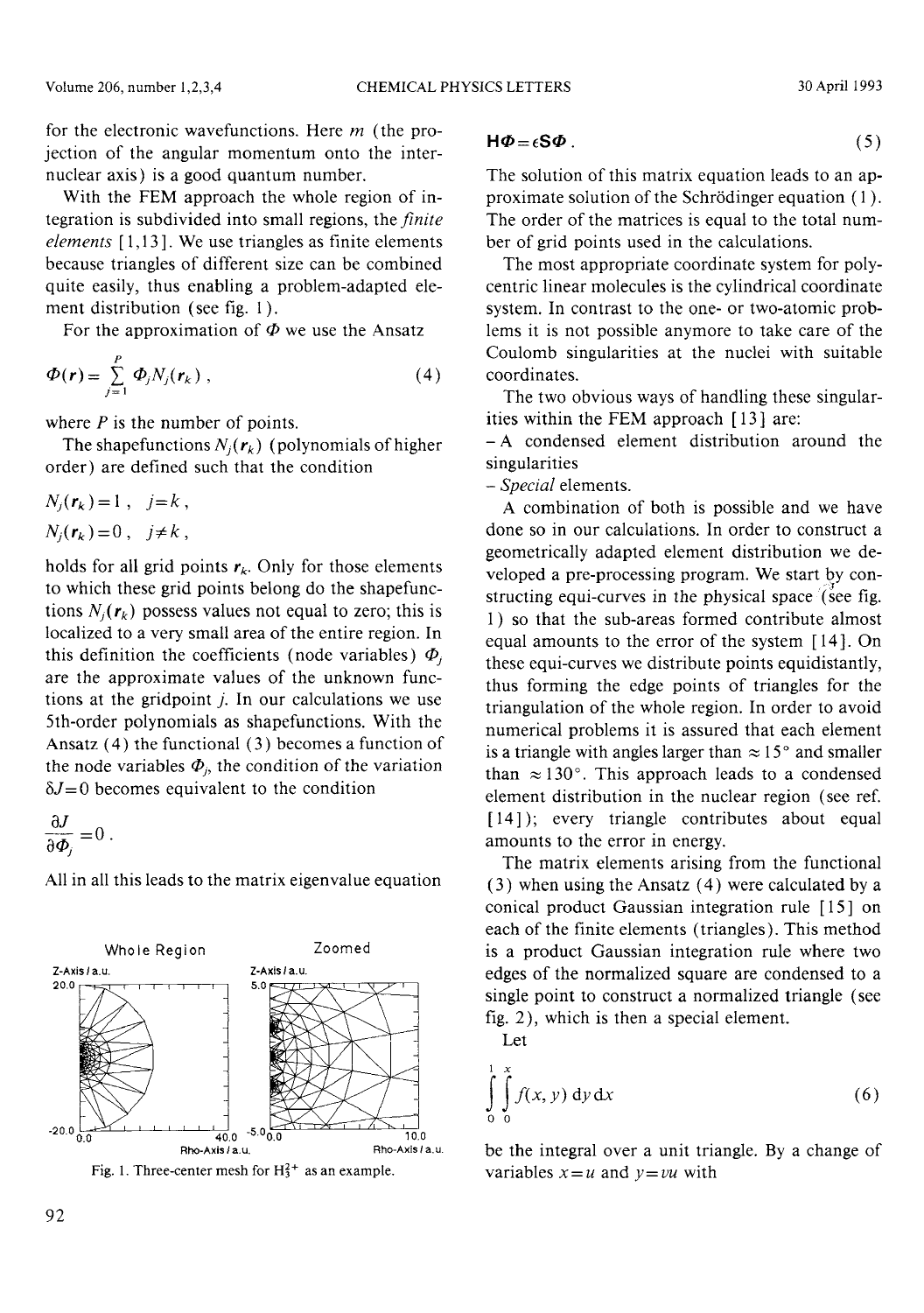for the electronic wavefunctions. Here $m$ (the projection of the angular momentum onto the internuclear axis) is a good quantum number.

With the FEM approach the whole region of integration is subdivided into small regions, the *finite elements* [1,13]. We use triangles as finite elements because triangles of different size can be combined quite easily, thus enabling a problem-adapted element distribution (see fig. 1).

For the approximation of $\Phi$ we use the Ansatz

$$\Phi(\boldsymbol{r}) = \sum_{j=1}^{P} \Phi_j N_j(\boldsymbol{r}_k) , \tag{4}$$

where $P$ is the number of points.

The shapefunctions $N_j(\boldsymbol{r}_k)$ (polynomials of higher order) are defined such that the condition

$$N_j(\boldsymbol{r}_k) = 1 , \quad j = k ,$$
$$N_j(\boldsymbol{r}_k) = 0 , \quad j \neq k ,$$

holds for all grid points $\boldsymbol{r}_k$. Only for those elements to which these grid points belong do the shapefunctions $N_j(\boldsymbol{r}_k)$ possess values not equal to zero; this is localized to a very small area of the entire region. In this definition the coefficients (node variables) $\Phi_j$ are the approximate values of the unknown functions at the gridpoint $j$. In our calculations we use 5th-order polynomials as shapefunctions. With the Ansatz (4) the functional (3) becomes a function of the node variables $\Phi_j$, the condition of the variation $\delta J = 0$ becomes equivalent to the condition

$$\frac{\partial J}{\partial \Phi_j} = 0 .$$

All in all this leads to the matrix eigenvalue equation

Fig. 1. Three-center mesh for $H_3^{2+}$ as an example.

$$\mathbf{H}\boldsymbol{\Phi} = \epsilon \mathbf{S} \boldsymbol{\Phi} . \tag{5}$$

The solution of this matrix equation leads to an approximate solution of the Schrödinger equation (1). The order of the matrices is equal to the total number of grid points used in the calculations.

The most appropriate coordinate system for polycentric linear molecules is the cylindrical coordinate system. In contrast to the one- or two-atomic problems it is not possible anymore to take care of the Coulomb singularities at the nuclei with suitable coordinates.

The two obvious ways of handling these singularities within the FEM approach [13] are:

- A condensed element distribution around the singularities
- *Special* elements.

A combination of both is possible and we have done so in our calculations. In order to construct a geometrically adapted element distribution we developed a pre-processing program. We start by constructing equi-curves in the physical space (see fig. 1) so that the sub-areas formed contribute almost equal amounts to the error of the system [14]. On these equi-curves we distribute points equidistantly, thus forming the edge points of triangles for the triangulation of the whole region. In order to avoid numerical problems it is assured that each element is a triangle with angles larger than ≈ 15° and smaller than ≈ 130°. This approach leads to a condensed element distribution in the nuclear region (see ref. [14]); every triangle contributes about equal amounts to the error in energy.

The matrix elements arising from the functional (3) when using the Ansatz (4) were calculated by a conical product Gaussian integration rule [15] on each of the finite elements (triangles). This method is a product Gaussian integration rule where two edges of the normalized square are condensed to a single point to construct a normalized triangle (see fig. 2), which is then a special element.

Let

$$\int_0^1 \int_0^x f(x, y) \, \mathrm{d}y \, \mathrm{d}x \tag{6}$$

be the integral over a unit triangle. By a change of variables $x = u$ and $y = vu$ with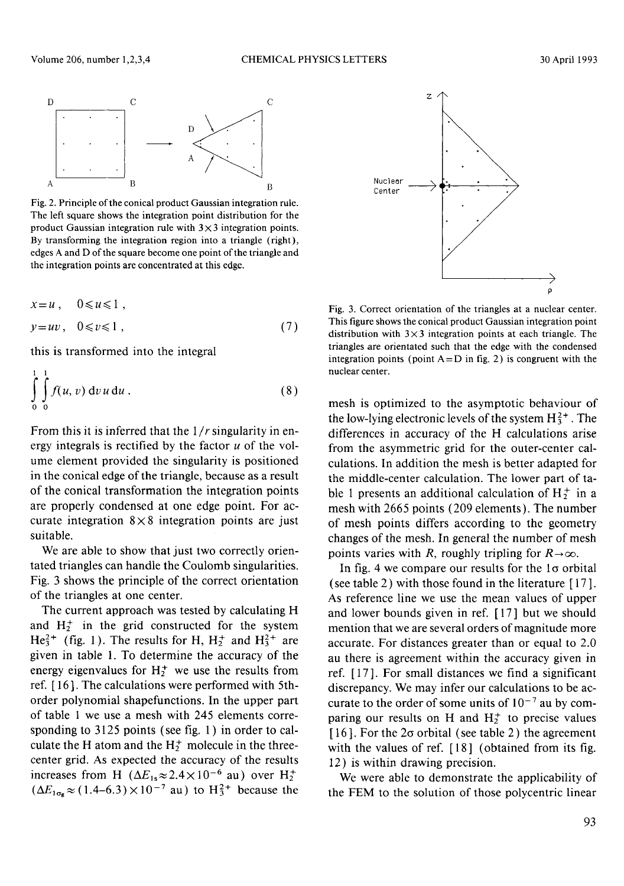Fig. 2. Principle of the conical product Gaussian integration rule. The left square shows the integration point distribution for the product Gaussian integration rule with 3×3 integration points. By transforming the integration region into a triangle (right), edges A and D of the square become one point of the triangle and the integration points are concentrated at this edge.

$$x=u\,,\quad 0\leqslant u\leqslant 1\,,$$

$$y=uv\,,\quad 0\leqslant v\leqslant 1\,,\tag{7}$$

this is transformed into the integral

$$\int_0^1\int_0^1 f(u,v)\,\mathrm{d}v\,u\,\mathrm{d}u\,.\tag{8}$$

From this it is inferred that the $1/r$ singularity in energy integrals is rectified by the factor $u$ of the volume element provided the singularity is positioned in the conical edge of the triangle, because as a result of the conical transformation the integration points are properly condensed at one edge point. For accurate integration 8×8 integration points are just suitable.

We are able to show that just two correctly orientated triangles can handle the Coulomb singularities. Fig. 3 shows the principle of the correct orientation of the triangles at one center.

The current approach was tested by calculating H and $H_2^+$ in the grid constructed for the system $He_3^{2+}$ (fig. 1). The results for H, $H_2^+$ and $H_3^{2+}$ are given in table 1. To determine the accuracy of the energy eigenvalues for $H_2^+$ we use the results from ref. [16]. The calculations were performed with 5th-order polynomial shapefunctions. In the upper part of table 1 we use a mesh with 245 elements corresponding to 3125 points (see fig. 1) in order to calculate the H atom and the $H_2^+$ molecule in the three-center grid. As expected the accuracy of the results increases from H ($\Delta E_{1s}\approx 2.4\times10^{-6}$ au) over $H_2^+$ ($\Delta E_{1\sigma_g}\approx(1.4\text{–}6.3)\times10^{-7}$ au) to $H_3^{2+}$ because the mesh is optimized to the asymptotic behaviour of the low-lying electronic levels of the system $H_3^{2+}$. The differences in accuracy of the H calculations arise from the asymmetric grid for the outer-center calculations. In addition the mesh is better adapted for the middle-center calculation. The lower part of table 1 presents an additional calculation of $H_2^+$ in a mesh with 2665 points (209 elements). The number of mesh points differs according to the geometry changes of the mesh. In general the number of mesh points varies with $R$, roughly tripling for $R\to\infty$.

Fig. 3. Correct orientation of the triangles at a nuclear center. This figure shows the conical product Gaussian integration point distribution with 3×3 integration points at each triangle. The triangles are orientated such that the edge with the condensed integration points (point A=D in fig. 2) is congruent with the nuclear center.

In fig. 4 we compare our results for the 1σ orbital (see table 2) with those found in the literature [17]. As reference line we use the mean values of upper and lower bounds given in ref. [17] but we should mention that we are several orders of magnitude more accurate. For distances greater than or equal to 2.0 au there is agreement within the accuracy given in ref. [17]. For small distances we find a significant discrepancy. We may infer our calculations to be accurate to the order of some units of $10^{-7}$ au by comparing our results on H and $H_2^+$ to precise values [16]. For the 2σ orbital (see table 2) the agreement with the values of ref. [18] (obtained from its fig. 12) is within drawing precision.

We were able to demonstrate the applicability of the FEM to the solution of those polycentric linear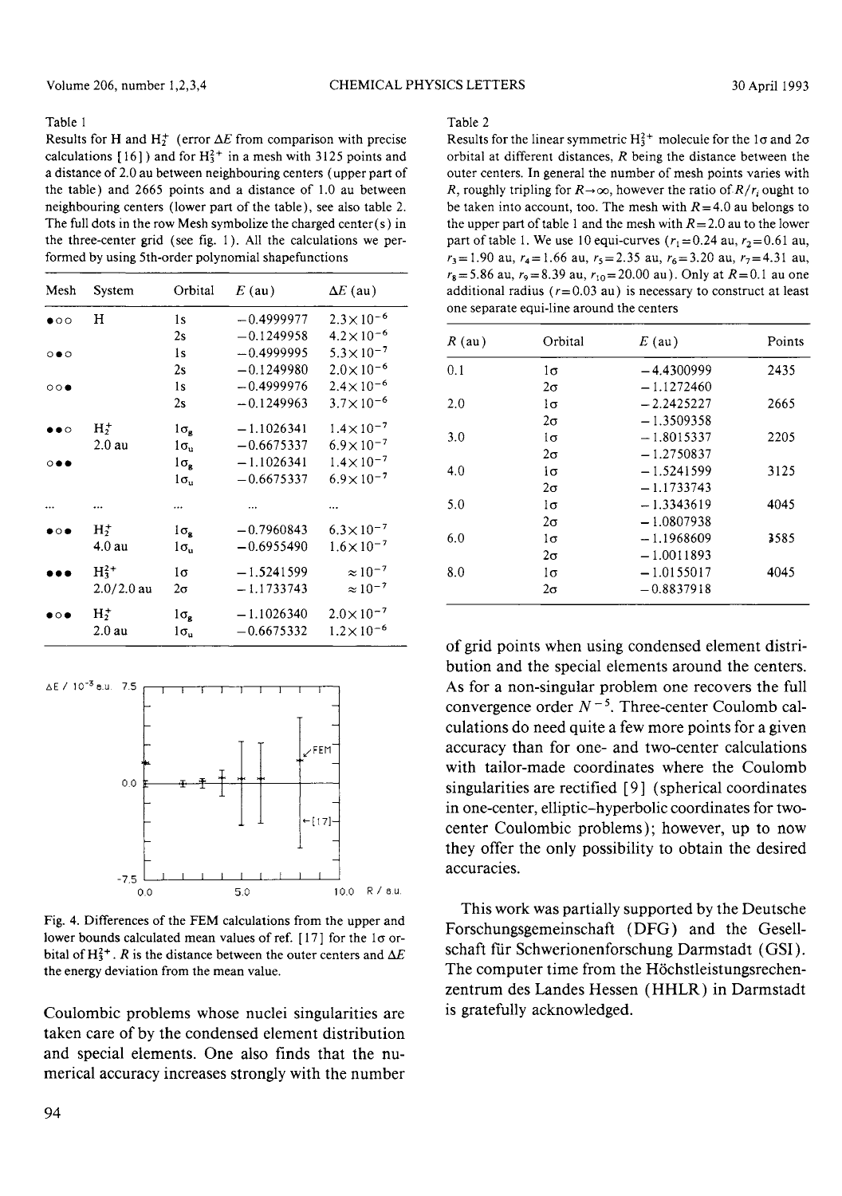Table 1

Results for H and $H_2^+$ (error $\Delta E$ from comparison with precise calculations [16]) and for $H_3^{2+}$ in a mesh with 3125 points and a distance of 2.0 au between neighbouring centers (upper part of the table) and 2665 points and a distance of 1.0 au between neighbouring centers (lower part of the table), see also table 2. The full dots in the row Mesh symbolize the charged center(s) in the three-center grid (see fig. 1). All the calculations we performed by using 5th-order polynomial shapefunctions

| Mesh | System | Orbital | $E$ (au) | $\Delta E$ (au) |
|---|---|---|---|---|
| ●○○ | H | 1s | −0.4999977 | $2.3\times10^{-6}$ |
| | | 2s | −0.1249958 | $4.2\times10^{-6}$ |
| ○●○ | | 1s | −0.4999995 | $5.3\times10^{-7}$ |
| | | 2s | −0.1249980 | $2.0\times10^{-6}$ |
| ○○● | | 1s | −0.4999976 | $2.4\times10^{-6}$ |
| | | 2s | −0.1249963 | $3.7\times10^{-6}$ |
| ●●○ | $H_2^+$ 2.0 au | $1\sigma_g$ | −1.1026341 | $1.4\times10^{-7}$ |
| | | $1\sigma_u$ | −0.6675337 | $6.9\times10^{-7}$ |
| ○●● | | $1\sigma_g$ | −1.1026341 | $1.4\times10^{-7}$ |
| | | $1\sigma_u$ | −0.6675337 | $6.9\times10^{-7}$ |
| ... | ... | ... | ... | ... |
| ●○● | $H_2^+$ 4.0 au | $1\sigma_g$ | −0.7960843 | $6.3\times10^{-7}$ |
| | | $1\sigma_u$ | −0.6955490 | $1.6\times10^{-7}$ |
| ●●● | $H_3^{2+}$ 2.0/2.0 au | $1\sigma$ | −1.5241599 | $\approx10^{-7}$ |
| | | $2\sigma$ | −1.1733743 | $\approx10^{-7}$ |
| ●○● | $H_2^+$ 2.0 au | $1\sigma_g$ | −1.1026340 | $2.0\times10^{-7}$ |
| | | $1\sigma_u$ | −0.6675332 | $1.2\times10^{-6}$ |

Fig. 4. Differences of the FEM calculations from the upper and lower bounds calculated mean values of ref. [17] for the $1\sigma$ orbital of $H_3^{2+}$. $R$ is the distance between the outer centers and $\Delta E$ the energy deviation from the mean value.

Coulombic problems whose nuclei singularities are taken care of by the condensed element distribution and special elements. One also finds that the numerical accuracy increases strongly with the number of grid points when using condensed element distribution and the special elements around the centers. As for a non-singular problem one recovers the full convergence order $N^{-5}$. Three-center Coulomb calculations do need quite a few more points for a given accuracy than for one- and two-center calculations with tailor-made coordinates where the Coulomb singularities are rectified [9] (spherical coordinates in one-center, elliptic–hyperbolic coordinates for two-center Coulombic problems); however, up to now they offer the only possibility to obtain the desired accuracies.

Table 2

Results for the linear symmetric $H_3^{2+}$ molecule for the $1\sigma$ and $2\sigma$ orbital at different distances, $R$ being the distance between the outer centers. In general the number of mesh points varies with $R$, roughly tripling for $R\to\infty$, however the ratio of $R/r_i$ ought to be taken into account, too. The mesh with $R=4.0$ au belongs to the upper part of table 1 and the mesh with $R=2.0$ au to the lower part of table 1. We use 10 equi-curves ($r_1=0.24$ au, $r_2=0.61$ au, $r_3=1.90$ au, $r_4=1.66$ au, $r_5=2.35$ au, $r_6=3.20$ au, $r_7=4.31$ au, $r_8=5.86$ au, $r_9=8.39$ au, $r_{10}=20.00$ au). Only at $R=0.1$ au one additional radius ($r=0.03$ au) is necessary to construct at least one separate equi-line around the centers

| $R$ (au) | Orbital | $E$ (au) | Points |
|---|---|---|---|
| 0.1 | $1\sigma$ | −4.4300999 | 2435 |
| | $2\sigma$ | −1.1272460 | |
| 2.0 | $1\sigma$ | −2.2425227 | 2665 |
| | $2\sigma$ | −1.3509358 | |
| 3.0 | $1\sigma$ | −1.8015337 | 2205 |
| | $2\sigma$ | −1.2750837 | |
| 4.0 | $1\sigma$ | −1.5241599 | 3125 |
| | $2\sigma$ | −1.1733743 | |
| 5.0 | $1\sigma$ | −1.3343619 | 4045 |
| | $2\sigma$ | −1.0807938 | |
| 6.0 | $1\sigma$ | −1.1968609 | 3585 |
| | $2\sigma$ | −1.0011893 | |
| 8.0 | $1\sigma$ | −1.0155017 | 4045 |
| | $2\sigma$ | −0.8837918 | |

This work was partially supported by the Deutsche Forschungsgemeinschaft (DFG) and the Gesellschaft für Schwerionenforschung Darmstadt (GSI). The computer time from the Höchstleistungsrechenzentrum des Landes Hessen (HHLR) in Darmstadt is gratefully acknowledged.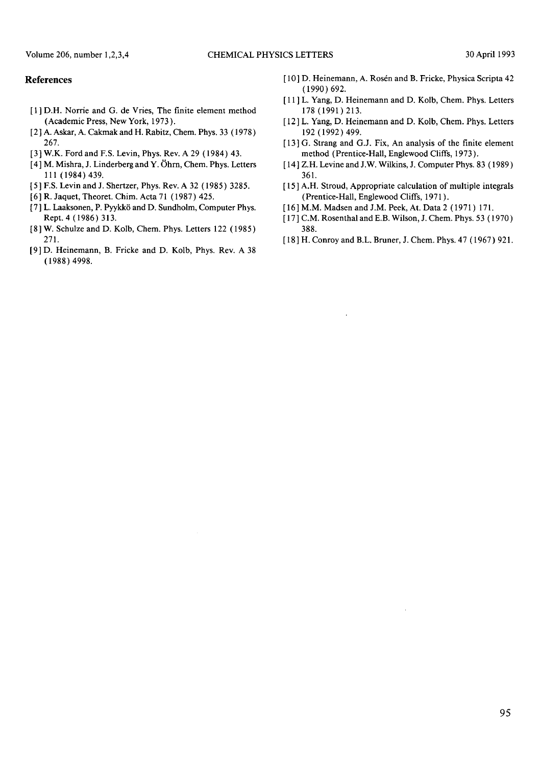## References

[1] D.H. Norrie and G. de Vries, The finite element method (Academic Press, New York, 1973).

[2] A. Askar, A. Cakmak and H. Rabitz, Chem. Phys. 33 (1978) 267.

[3] W.K. Ford and F.S. Levin, Phys. Rev. A 29 (1984) 43.

[4] M. Mishra, J. Linderberg and Y. Öhrn, Chem. Phys. Letters 111 (1984) 439.

[5] F.S. Levin and J. Shertzer, Phys. Rev. A 32 (1985) 3285.

[6] R. Jaquet, Theoret. Chim. Acta 71 (1987) 425.

[7] L. Laaksonen, P. Pyykkö and D. Sundholm, Computer Phys. Rept. 4 (1986) 313.

[8] W. Schulze and D. Kolb, Chem. Phys. Letters 122 (1985) 271.

[9] D. Heinemann, B. Fricke and D. Kolb, Phys. Rev. A 38 (1988) 4998.

[10] D. Heinemann, A. Rosén and B. Fricke, Physica Scripta 42 (1990) 692.

[11] L. Yang, D. Heinemann and D. Kolb, Chem. Phys. Letters 178 (1991) 213.

[12] L. Yang, D. Heinemann and D. Kolb, Chem. Phys. Letters 192 (1992) 499.

[13] G. Strang and G.J. Fix, An analysis of the finite element method (Prentice-Hall, Englewood Cliffs, 1973).

[14] Z.H. Levine and J.W. Wilkins, J. Computer Phys. 83 (1989) 361.

[15] A.H. Stroud, Appropriate calculation of multiple integrals (Prentice-Hall, Englewood Cliffs, 1971).

[16] M.M. Madsen and J.M. Peek, At. Data 2 (1971) 171.

[17] C.M. Rosenthal and E.B. Wilson, J. Chem. Phys. 53 (1970) 388.

[18] H. Conroy and B.L. Bruner, J. Chem. Phys. 47 (1967) 921.